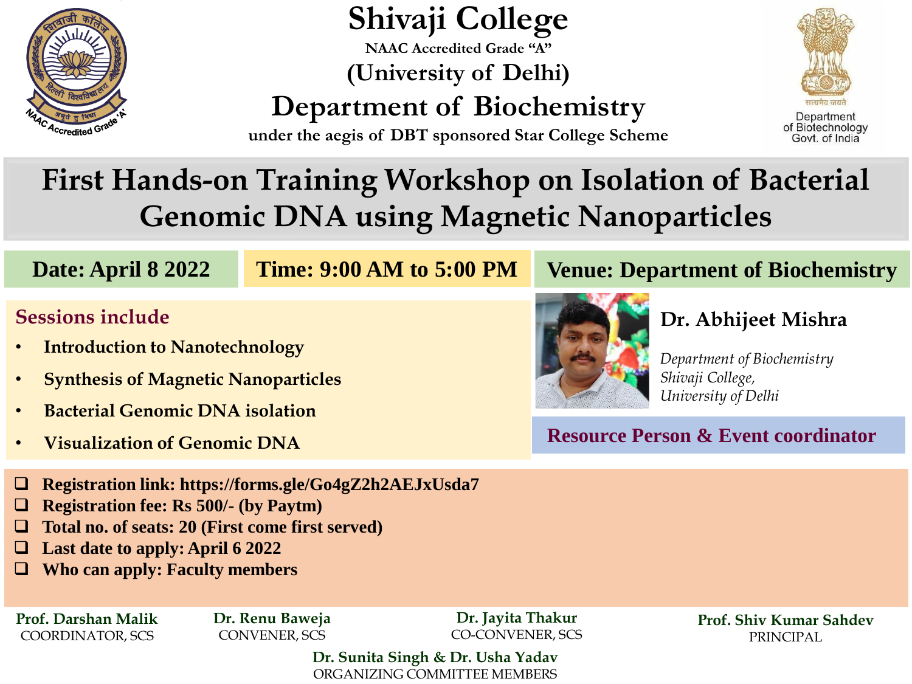# Shivaji College

NAAC Accredited Grade "A"

(University of Delhi)

## Department of Biochemistry

under the aegis of DBT sponsored Star College Scheme

Department of Biotechnology
Govt. of India

# First Hands-on Training Workshop on Isolation of Bacterial Genomic DNA using Magnetic Nanoparticles

**Date: April 8 2022**

**Time: 9:00 AM to 5:00 PM**

**Venue: Department of Biochemistry**

### Sessions include

- **Introduction to Nanotechnology**
- **Synthesis of Magnetic Nanoparticles**
- **Bacterial Genomic DNA isolation**
- **Visualization of Genomic DNA**

**Dr. Abhijeet Mishra**

*Department of Biochemistry*
*Shivaji College,*
*University of Delhi*

**Resource Person & Event coordinator**

- **Registration link: https://forms.gle/Go4gZ2h2AEJxUsda7**
- **Registration fee: Rs 500/- (by Paytm)**
- **Total no. of seats: 20 (First come first served)**
- **Last date to apply: April 6 2022**
- **Who can apply: Faculty members**

**Prof. Darshan Malik**
COORDINATOR, SCS

**Dr. Renu Baweja**
CONVENER, SCS

**Dr. Jayita Thakur**
CO-CONVENER, SCS

**Prof. Shiv Kumar Sahdev**
PRINCIPAL

**Dr. Sunita Singh & Dr. Usha Yadav**
ORGANIZING COMMITTEE MEMBERS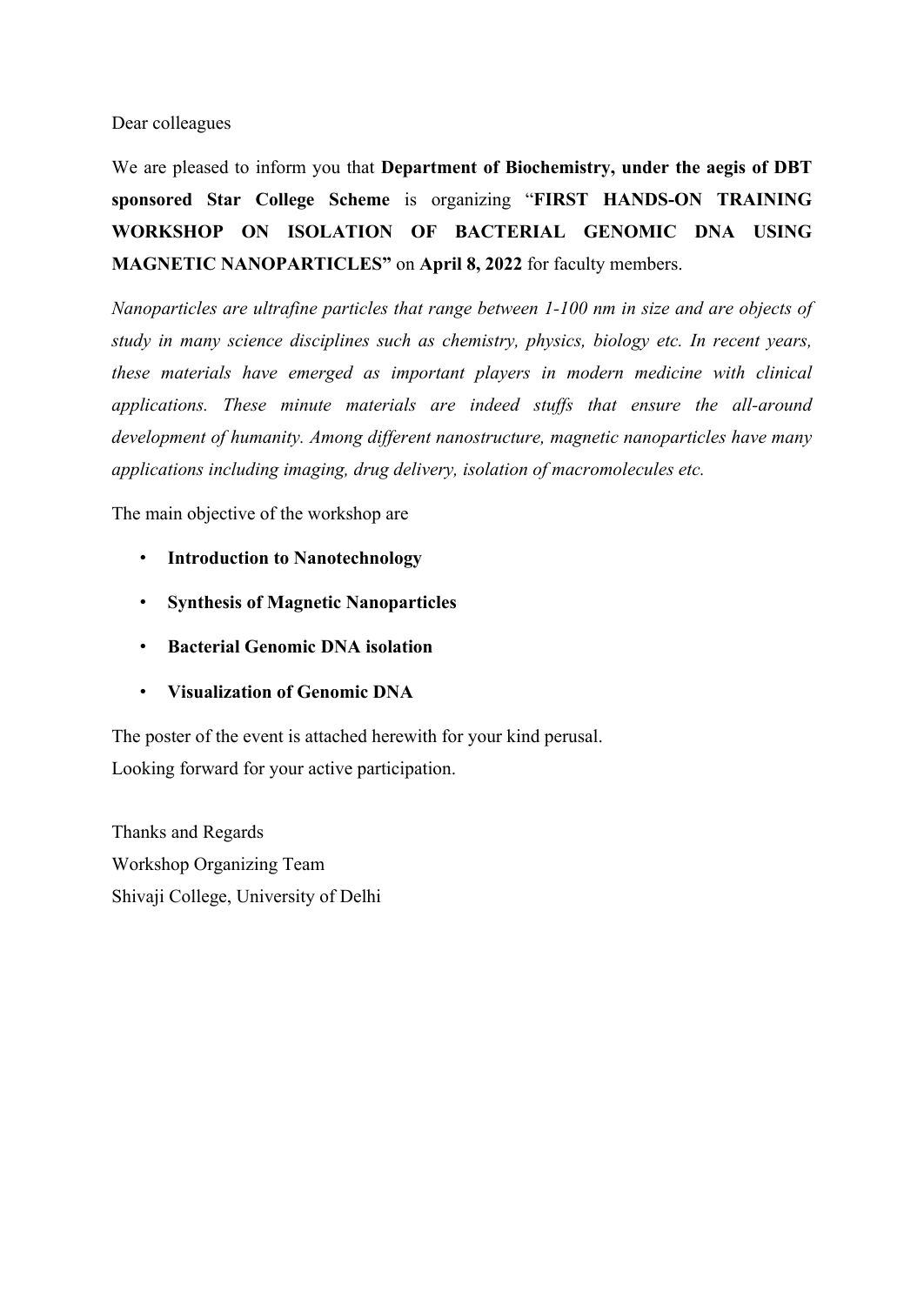Dear colleagues

We are pleased to inform you that **Department of Biochemistry, under the aegis of DBT sponsored Star College Scheme** is organizing "**FIRST HANDS-ON TRAINING WORKSHOP ON ISOLATION OF BACTERIAL GENOMIC DNA USING MAGNETIC NANOPARTICLES"** on **April 8, 2022** for faculty members.

*Nanoparticles are ultrafine particles that range between 1-100 nm in size and are objects of study in many science disciplines such as chemistry, physics, biology etc. In recent years, these materials have emerged as important players in modern medicine with clinical applications. These minute materials are indeed stuffs that ensure the all-around development of humanity. Among different nanostructure, magnetic nanoparticles have many applications including imaging, drug delivery, isolation of macromolecules etc.*

The main objective of the workshop are

- **Introduction to Nanotechnology**
- **Synthesis of Magnetic Nanoparticles**
- **Bacterial Genomic DNA isolation**
- **Visualization of Genomic DNA**

The poster of the event is attached herewith for your kind perusal.
Looking forward for your active participation.

Thanks and Regards
Workshop Organizing Team
Shivaji College, University of Delhi